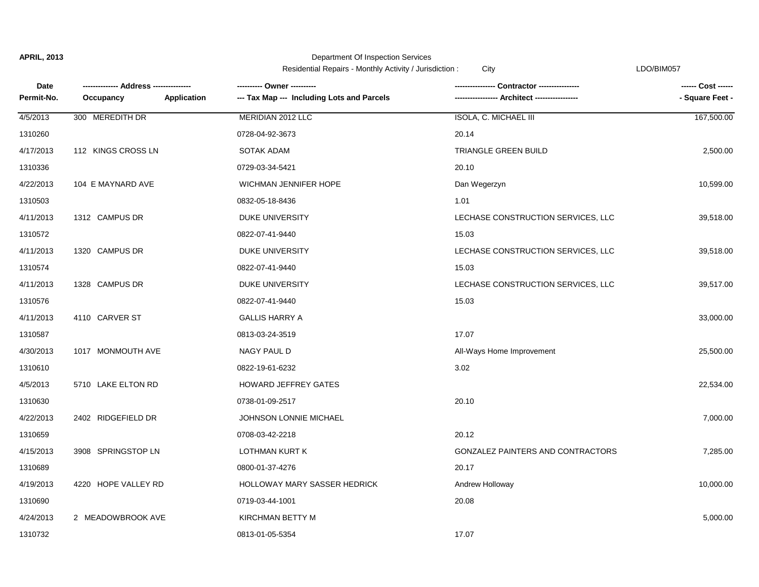**APRIL, 2013**

Department Of Inspection Services

Residential Repairs - Monthly Activity / Jurisdiction : City

LDO/BIM057

| Date<br>Permit-No. | ------------- Address --------------<br>Occupancy | <br>Application | ---------- Owner ----------<br>--- Tax Map --- Including Lots and Parcels | ---------------- Contractor ----------------<br>----------------- Architect ----------------- | ------ Cost ------<br>- Square Feet - |
|---|---|---|---|---|---|
| 4/5/2013 | 300 MEREDITH DR | | MERIDIAN 2012 LLC | ISOLA, C. MICHAEL III | 167,500.00 |
| 1310260 | | | 0728-04-92-3673 | 20.14 | |
| 4/17/2013 | 112 KINGS CROSS LN | | SOTAK ADAM | TRIANGLE GREEN BUILD | 2,500.00 |
| 1310336 | | | 0729-03-34-5421 | 20.10 | |
| 4/22/2013 | 104 E MAYNARD AVE | | WICHMAN JENNIFER HOPE | Dan Wegerzyn | 10,599.00 |
| 1310503 | | | 0832-05-18-8436 | 1.01 | |
| 4/11/2013 | 1312 CAMPUS DR | | DUKE UNIVERSITY | LECHASE CONSTRUCTION SERVICES, LLC | 39,518.00 |
| 1310572 | | | 0822-07-41-9440 | 15.03 | |
| 4/11/2013 | 1320 CAMPUS DR | | DUKE UNIVERSITY | LECHASE CONSTRUCTION SERVICES, LLC | 39,518.00 |
| 1310574 | | | 0822-07-41-9440 | 15.03 | |
| 4/11/2013 | 1328 CAMPUS DR | | DUKE UNIVERSITY | LECHASE CONSTRUCTION SERVICES, LLC | 39,517.00 |
| 1310576 | | | 0822-07-41-9440 | 15.03 | |
| 4/11/2013 | 4110 CARVER ST | | GALLIS HARRY A | | 33,000.00 |
| 1310587 | | | 0813-03-24-3519 | 17.07 | |
| 4/30/2013 | 1017 MONMOUTH AVE | | NAGY PAUL D | All-Ways Home Improvement | 25,500.00 |
| 1310610 | | | 0822-19-61-6232 | 3.02 | |
| 4/5/2013 | 5710 LAKE ELTON RD | | HOWARD JEFFREY GATES | | 22,534.00 |
| 1310630 | | | 0738-01-09-2517 | 20.10 | |
| 4/22/2013 | 2402 RIDGEFIELD DR | | JOHNSON LONNIE MICHAEL | | 7,000.00 |
| 1310659 | | | 0708-03-42-2218 | 20.12 | |
| 4/15/2013 | 3908 SPRINGSTOP LN | | LOTHMAN KURT K | GONZALEZ PAINTERS AND CONTRACTORS | 7,285.00 |
| 1310689 | | | 0800-01-37-4276 | 20.17 | |
| 4/19/2013 | 4220 HOPE VALLEY RD | | HOLLOWAY MARY SASSER HEDRICK | Andrew Holloway | 10,000.00 |
| 1310690 | | | 0719-03-44-1001 | 20.08 | |
| 4/24/2013 | 2 MEADOWBROOK AVE | | KIRCHMAN BETTY M | | 5,000.00 |
| 1310732 | | | 0813-01-05-5354 | 17.07 | |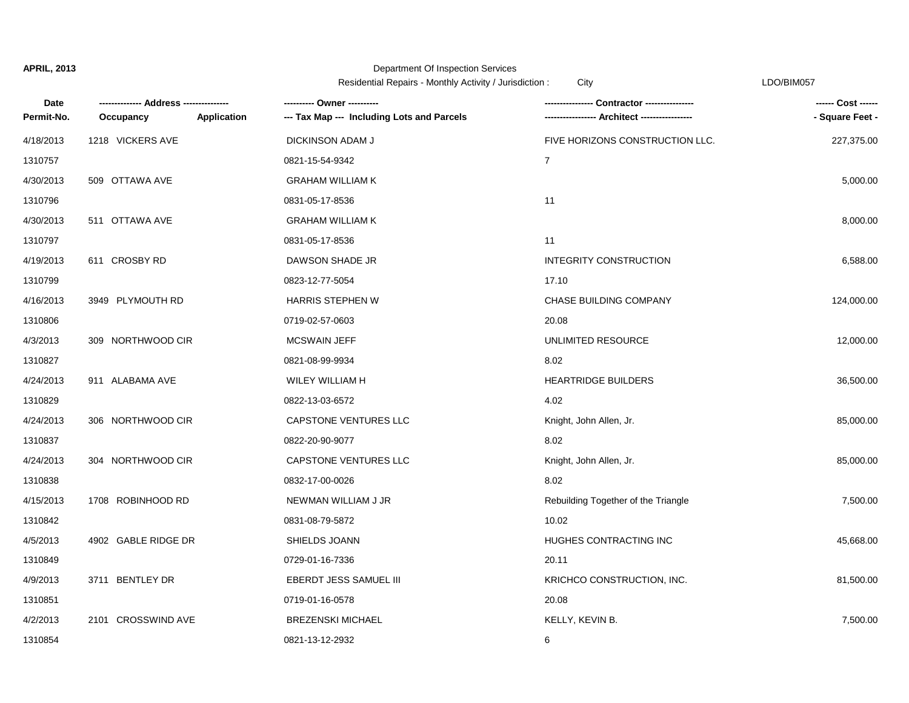APRIL, 2013

Department Of Inspection Services

Residential Repairs - Monthly Activity / Jurisdiction : City

LDO/BIM057

| Date<br>Permit-No. | ------------- Address --------------<br>Occupancy | Application | ---------- Owner ----------<br>--- Tax Map --- Including Lots and Parcels | ---------------- Contractor ----------------<br>----------------- Architect ----------------- | ------ Cost ------<br>- Square Feet - |
|---|---|---|---|---|---|
| 4/18/2013 | 1218 VICKERS AVE | | DICKINSON ADAM J | FIVE HORIZONS CONSTRUCTION LLC. | 227,375.00 |
| 1310757 | | | 0821-15-54-9342 | 7 | |
| 4/30/2013 | 509 OTTAWA AVE | | GRAHAM WILLIAM K | | 5,000.00 |
| 1310796 | | | 0831-05-17-8536 | 11 | |
| 4/30/2013 | 511 OTTAWA AVE | | GRAHAM WILLIAM K | | 8,000.00 |
| 1310797 | | | 0831-05-17-8536 | 11 | |
| 4/19/2013 | 611 CROSBY RD | | DAWSON SHADE JR | INTEGRITY CONSTRUCTION | 6,588.00 |
| 1310799 | | | 0823-12-77-5054 | 17.10 | |
| 4/16/2013 | 3949 PLYMOUTH RD | | HARRIS STEPHEN W | CHASE BUILDING COMPANY | 124,000.00 |
| 1310806 | | | 0719-02-57-0603 | 20.08 | |
| 4/3/2013 | 309 NORTHWOOD CIR | | MCSWAIN JEFF | UNLIMITED RESOURCE | 12,000.00 |
| 1310827 | | | 0821-08-99-9934 | 8.02 | |
| 4/24/2013 | 911 ALABAMA AVE | | WILEY WILLIAM H | HEARTRIDGE BUILDERS | 36,500.00 |
| 1310829 | | | 0822-13-03-6572 | 4.02 | |
| 4/24/2013 | 306 NORTHWOOD CIR | | CAPSTONE VENTURES LLC | Knight, John Allen, Jr. | 85,000.00 |
| 1310837 | | | 0822-20-90-9077 | 8.02 | |
| 4/24/2013 | 304 NORTHWOOD CIR | | CAPSTONE VENTURES LLC | Knight, John Allen, Jr. | 85,000.00 |
| 1310838 | | | 0832-17-00-0026 | 8.02 | |
| 4/15/2013 | 1708 ROBINHOOD RD | | NEWMAN WILLIAM J JR | Rebuilding Together of the Triangle | 7,500.00 |
| 1310842 | | | 0831-08-79-5872 | 10.02 | |
| 4/5/2013 | 4902 GABLE RIDGE DR | | SHIELDS JOANN | HUGHES CONTRACTING INC | 45,668.00 |
| 1310849 | | | 0729-01-16-7336 | 20.11 | |
| 4/9/2013 | 3711 BENTLEY DR | | EBERDT JESS SAMUEL III | KRICHCO CONSTRUCTION, INC. | 81,500.00 |
| 1310851 | | | 0719-01-16-0578 | 20.08 | |
| 4/2/2013 | 2101 CROSSWIND AVE | | BREZENSKI MICHAEL | KELLY, KEVIN B. | 7,500.00 |
| 1310854 | | | 0821-13-12-2932 | 6 | |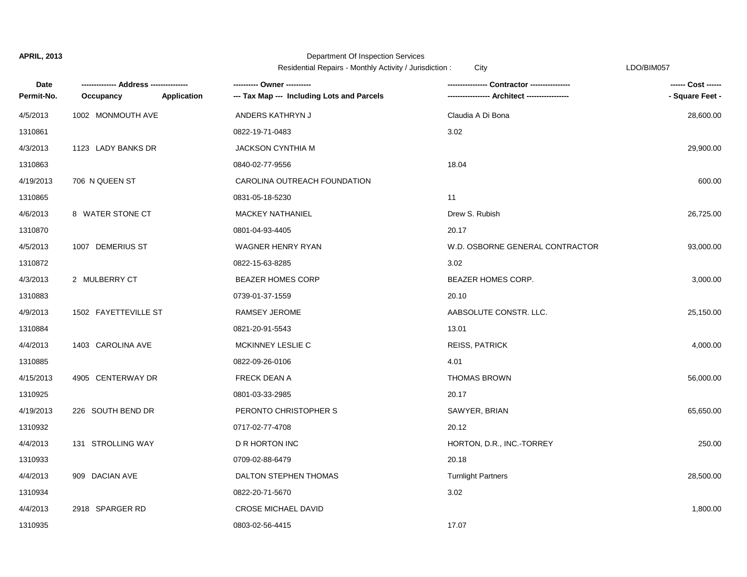APRIL, 2013

Department Of Inspection Services

Residential Repairs - Monthly Activity / Jurisdiction : City

LDO/BIM057

| Date<br>Permit-No. | ------------- Address --------------<br>Occupancy Application | ---------- Owner ----------<br>--- Tax Map --- Including Lots and Parcels | ---------------- Contractor ----------------<br>----------------- Architect ----------------- | ------ Cost ------<br>- Square Feet - |
|---|---|---|---|---|
| 4/5/2013 | 1002 MONMOUTH AVE | ANDERS KATHRYN J | Claudia A Di Bona | 28,600.00 |
| 1310861 | | 0822-19-71-0483 | 3.02 | |
| 4/3/2013 | 1123 LADY BANKS DR | JACKSON CYNTHIA M | | 29,900.00 |
| 1310863 | | 0840-02-77-9556 | 18.04 | |
| 4/19/2013 | 706 N QUEEN ST | CAROLINA OUTREACH FOUNDATION | | 600.00 |
| 1310865 | | 0831-05-18-5230 | 11 | |
| 4/6/2013 | 8 WATER STONE CT | MACKEY NATHANIEL | Drew S. Rubish | 26,725.00 |
| 1310870 | | 0801-04-93-4405 | 20.17 | |
| 4/5/2013 | 1007 DEMERIUS ST | WAGNER HENRY RYAN | W.D. OSBORNE GENERAL CONTRACTOR | 93,000.00 |
| 1310872 | | 0822-15-63-8285 | 3.02 | |
| 4/3/2013 | 2 MULBERRY CT | BEAZER HOMES CORP | BEAZER HOMES CORP. | 3,000.00 |
| 1310883 | | 0739-01-37-1559 | 20.10 | |
| 4/9/2013 | 1502 FAYETTEVILLE ST | RAMSEY JEROME | AABSOLUTE CONSTR. LLC. | 25,150.00 |
| 1310884 | | 0821-20-91-5543 | 13.01 | |
| 4/4/2013 | 1403 CAROLINA AVE | MCKINNEY LESLIE C | REISS, PATRICK | 4,000.00 |
| 1310885 | | 0822-09-26-0106 | 4.01 | |
| 4/15/2013 | 4905 CENTERWAY DR | FRECK DEAN A | THOMAS BROWN | 56,000.00 |
| 1310925 | | 0801-03-33-2985 | 20.17 | |
| 4/19/2013 | 226 SOUTH BEND DR | PERONTO CHRISTOPHER S | SAWYER, BRIAN | 65,650.00 |
| 1310932 | | 0717-02-77-4708 | 20.12 | |
| 4/4/2013 | 131 STROLLING WAY | D R HORTON INC | HORTON, D.R., INC.-TORREY | 250.00 |
| 1310933 | | 0709-02-88-6479 | 20.18 | |
| 4/4/2013 | 909 DACIAN AVE | DALTON STEPHEN THOMAS | Turnlight Partners | 28,500.00 |
| 1310934 | | 0822-20-71-5670 | 3.02 | |
| 4/4/2013 | 2918 SPARGER RD | CROSE MICHAEL DAVID | | 1,800.00 |
| 1310935 | | 0803-02-56-4415 | 17.07 | |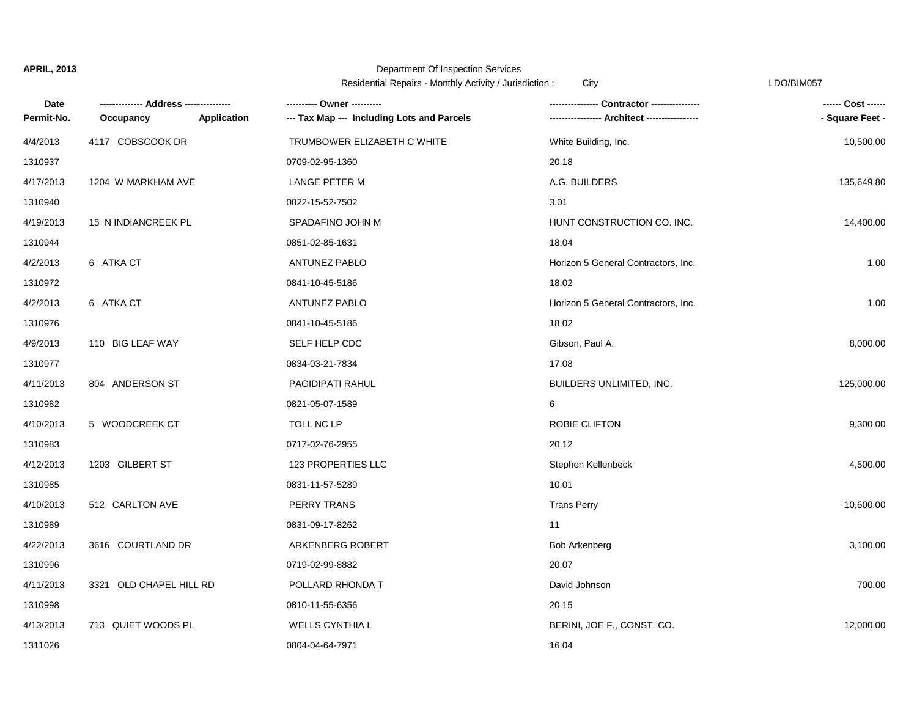**APRIL, 2013**

Department Of Inspection Services

Residential Repairs - Monthly Activity / Jurisdiction : City

LDO/BIM057

| Date<br>Permit-No. | ------------- Address --------------<br>Occupancy Application | ---------- Owner ----------<br>--- Tax Map --- Including Lots and Parcels | --------------- Contractor ---------------<br>---------------- Architect ---------------- | ------ Cost ------<br>- Square Feet - |
|---|---|---|---|---|
| 4/4/2013 | 4117 COBSCOOK DR | TRUMBOWER ELIZABETH C WHITE | White Building, Inc. | 10,500.00 |
| 1310937 | | 0709-02-95-1360 | 20.18 | |
| 4/17/2013 | 1204 W MARKHAM AVE | LANGE PETER M | A.G. BUILDERS | 135,649.80 |
| 1310940 | | 0822-15-52-7502 | 3.01 | |
| 4/19/2013 | 15 N INDIANCREEK PL | SPADAFINO JOHN M | HUNT CONSTRUCTION CO. INC. | 14,400.00 |
| 1310944 | | 0851-02-85-1631 | 18.04 | |
| 4/2/2013 | 6 ATKA CT | ANTUNEZ PABLO | Horizon 5 General Contractors, Inc. | 1.00 |
| 1310972 | | 0841-10-45-5186 | 18.02 | |
| 4/2/2013 | 6 ATKA CT | ANTUNEZ PABLO | Horizon 5 General Contractors, Inc. | 1.00 |
| 1310976 | | 0841-10-45-5186 | 18.02 | |
| 4/9/2013 | 110 BIG LEAF WAY | SELF HELP CDC | Gibson, Paul A. | 8,000.00 |
| 1310977 | | 0834-03-21-7834 | 17.08 | |
| 4/11/2013 | 804 ANDERSON ST | PAGIDIPATI RAHUL | BUILDERS UNLIMITED, INC. | 125,000.00 |
| 1310982 | | 0821-05-07-1589 | 6 | |
| 4/10/2013 | 5 WOODCREEK CT | TOLL NC LP | ROBIE CLIFTON | 9,300.00 |
| 1310983 | | 0717-02-76-2955 | 20.12 | |
| 4/12/2013 | 1203 GILBERT ST | 123 PROPERTIES LLC | Stephen Kellenbeck | 4,500.00 |
| 1310985 | | 0831-11-57-5289 | 10.01 | |
| 4/10/2013 | 512 CARLTON AVE | PERRY TRANS | Trans Perry | 10,600.00 |
| 1310989 | | 0831-09-17-8262 | 11 | |
| 4/22/2013 | 3616 COURTLAND DR | ARKENBERG ROBERT | Bob Arkenberg | 3,100.00 |
| 1310996 | | 0719-02-99-8882 | 20.07 | |
| 4/11/2013 | 3321 OLD CHAPEL HILL RD | POLLARD RHONDA T | David Johnson | 700.00 |
| 1310998 | | 0810-11-55-6356 | 20.15 | |
| 4/13/2013 | 713 QUIET WOODS PL | WELLS CYNTHIA L | BERINI, JOE F., CONST. CO. | 12,000.00 |
| 1311026 | | 0804-04-64-7971 | 16.04 | |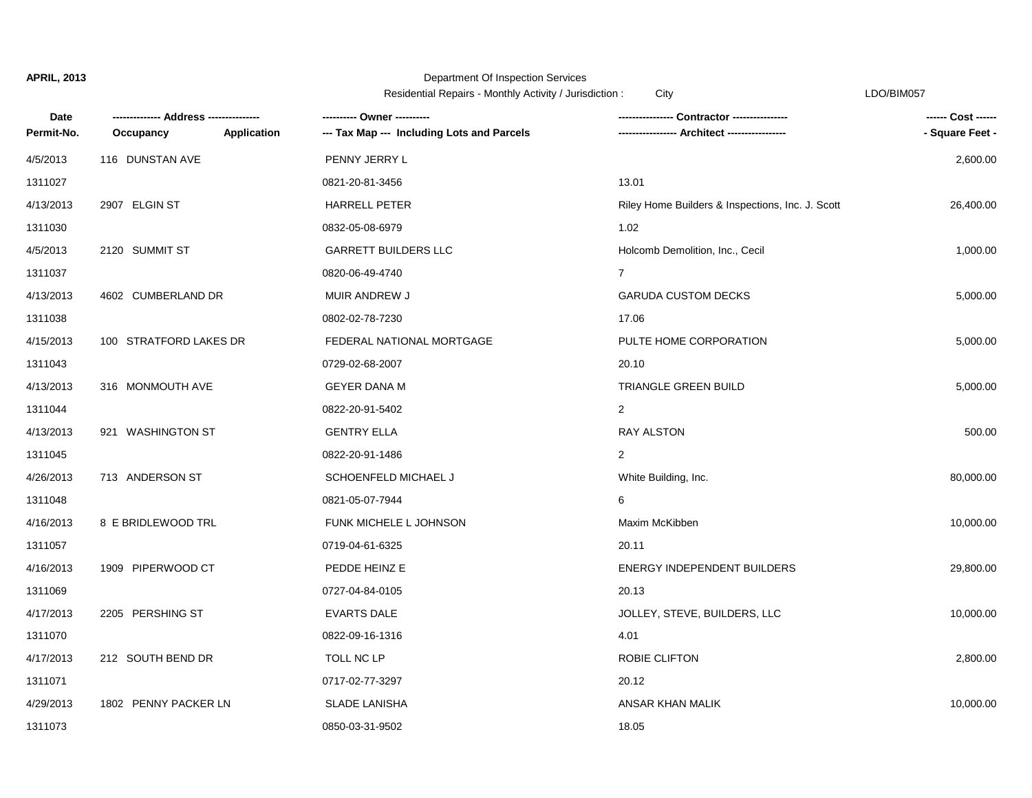**APRIL, 2013**

Department Of Inspection Services

Residential Repairs - Monthly Activity / Jurisdiction : City

LDO/BIM057

| Date<br>Permit-No. | ------------- Address --------------<br>Occupancy Application | ---------- Owner ----------<br>--- Tax Map --- Including Lots and Parcels | --------------- Contractor ---------------<br>---------------- Architect ---------------- | ------ Cost ------<br>- Square Feet - |
|---|---|---|---|---|
| 4/5/2013 | 116 DUNSTAN AVE | PENNY JERRY L | | 2,600.00 |
| 1311027 | | 0821-20-81-3456 | 13.01 | |
| 4/13/2013 | 2907 ELGIN ST | HARRELL PETER | Riley Home Builders & Inspections, Inc. J. Scott | 26,400.00 |
| 1311030 | | 0832-05-08-6979 | 1.02 | |
| 4/5/2013 | 2120 SUMMIT ST | GARRETT BUILDERS LLC | Holcomb Demolition, Inc., Cecil | 1,000.00 |
| 1311037 | | 0820-06-49-4740 | 7 | |
| 4/13/2013 | 4602 CUMBERLAND DR | MUIR ANDREW J | GARUDA CUSTOM DECKS | 5,000.00 |
| 1311038 | | 0802-02-78-7230 | 17.06 | |
| 4/15/2013 | 100 STRATFORD LAKES DR | FEDERAL NATIONAL MORTGAGE | PULTE HOME CORPORATION | 5,000.00 |
| 1311043 | | 0729-02-68-2007 | 20.10 | |
| 4/13/2013 | 316 MONMOUTH AVE | GEYER DANA M | TRIANGLE GREEN BUILD | 5,000.00 |
| 1311044 | | 0822-20-91-5402 | 2 | |
| 4/13/2013 | 921 WASHINGTON ST | GENTRY ELLA | RAY ALSTON | 500.00 |
| 1311045 | | 0822-20-91-1486 | 2 | |
| 4/26/2013 | 713 ANDERSON ST | SCHOENFELD MICHAEL J | White Building, Inc. | 80,000.00 |
| 1311048 | | 0821-05-07-7944 | 6 | |
| 4/16/2013 | 8 E BRIDLEWOOD TRL | FUNK MICHELE L JOHNSON | Maxim McKibben | 10,000.00 |
| 1311057 | | 0719-04-61-6325 | 20.11 | |
| 4/16/2013 | 1909 PIPERWOOD CT | PEDDE HEINZ E | ENERGY INDEPENDENT BUILDERS | 29,800.00 |
| 1311069 | | 0727-04-84-0105 | 20.13 | |
| 4/17/2013 | 2205 PERSHING ST | EVARTS DALE | JOLLEY, STEVE, BUILDERS, LLC | 10,000.00 |
| 1311070 | | 0822-09-16-1316 | 4.01 | |
| 4/17/2013 | 212 SOUTH BEND DR | TOLL NC LP | ROBIE CLIFTON | 2,800.00 |
| 1311071 | | 0717-02-77-3297 | 20.12 | |
| 4/29/2013 | 1802 PENNY PACKER LN | SLADE LANISHA | ANSAR KHAN MALIK | 10,000.00 |
| 1311073 | | 0850-03-31-9502 | 18.05 | |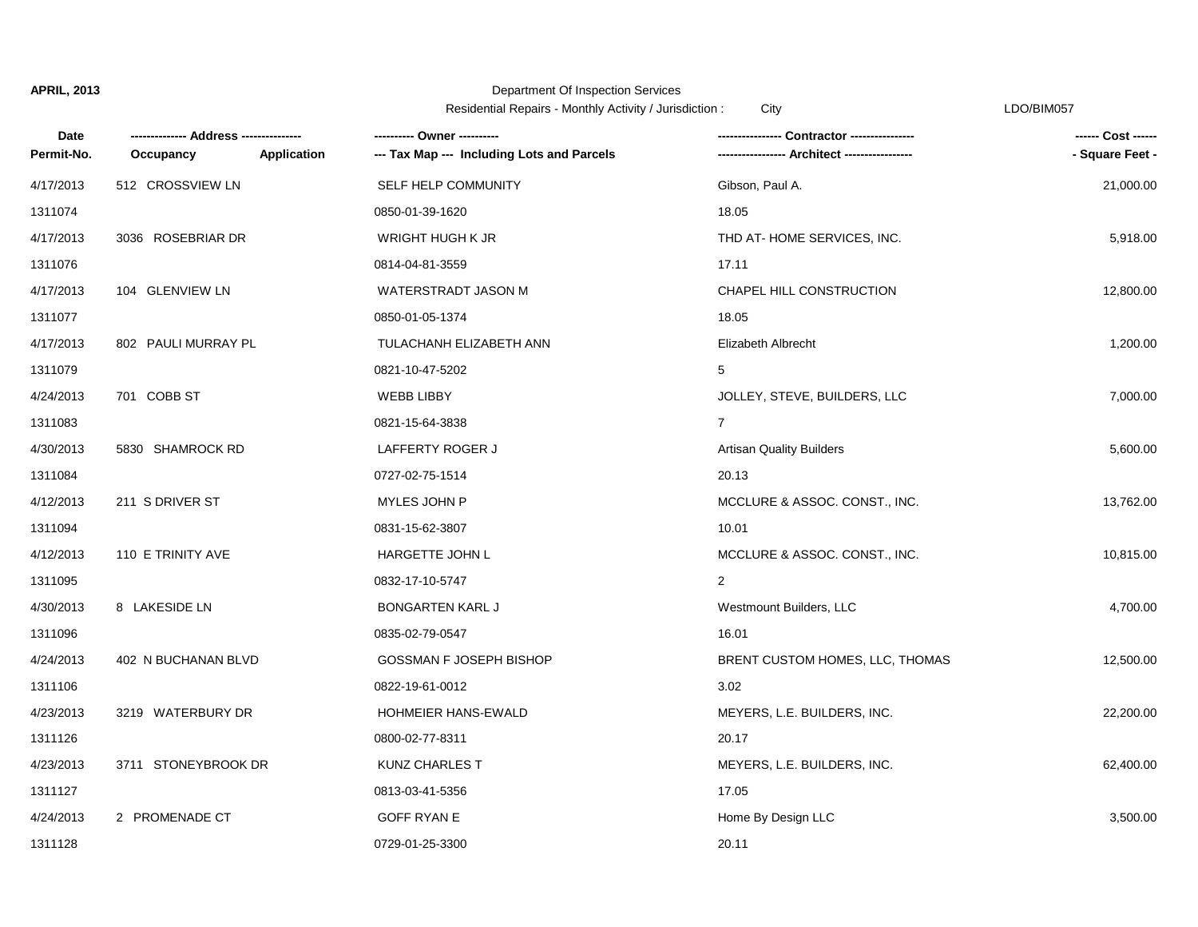APRIL, 2013

Department Of Inspection Services

Residential Repairs - Monthly Activity / Jurisdiction : City

LDO/BIM057

| Date<br>Permit-No. | ------------- Address --------------<br>Occupancy Application | ---------- Owner ----------<br>--- Tax Map --- Including Lots and Parcels | --------------- Contractor ---------------<br>---------------- Architect ---------------- | ------ Cost ------<br>- Square Feet - |
|---|---|---|---|---|
| 4/17/2013<br>1311074 | 512 CROSSVIEW LN | SELF HELP COMMUNITY<br>0850-01-39-1620 | Gibson, Paul A.<br>18.05 | 21,000.00 |
| 4/17/2013<br>1311076 | 3036 ROSEBRIAR DR | WRIGHT HUGH K JR<br>0814-04-81-3559 | THD AT- HOME SERVICES, INC.<br>17.11 | 5,918.00 |
| 4/17/2013<br>1311077 | 104 GLENVIEW LN | WATERSTRADT JASON M<br>0850-01-05-1374 | CHAPEL HILL CONSTRUCTION<br>18.05 | 12,800.00 |
| 4/17/2013<br>1311079 | 802 PAULI MURRAY PL | TULACHANH ELIZABETH ANN<br>0821-10-47-5202 | Elizabeth Albrecht<br>5 | 1,200.00 |
| 4/24/2013<br>1311083 | 701 COBB ST | WEBB LIBBY<br>0821-15-64-3838 | JOLLEY, STEVE, BUILDERS, LLC<br>7 | 7,000.00 |
| 4/30/2013<br>1311084 | 5830 SHAMROCK RD | LAFFERTY ROGER J<br>0727-02-75-1514 | Artisan Quality Builders<br>20.13 | 5,600.00 |
| 4/12/2013<br>1311094 | 211 S DRIVER ST | MYLES JOHN P<br>0831-15-62-3807 | MCCLURE & ASSOC. CONST., INC.<br>10.01 | 13,762.00 |
| 4/12/2013<br>1311095 | 110 E TRINITY AVE | HARGETTE JOHN L<br>0832-17-10-5747 | MCCLURE & ASSOC. CONST., INC.<br>2 | 10,815.00 |
| 4/30/2013<br>1311096 | 8 LAKESIDE LN | BONGARTEN KARL J<br>0835-02-79-0547 | Westmount Builders, LLC<br>16.01 | 4,700.00 |
| 4/24/2013<br>1311106 | 402 N BUCHANAN BLVD | GOSSMAN F JOSEPH BISHOP<br>0822-19-61-0012 | BRENT CUSTOM HOMES, LLC, THOMAS<br>3.02 | 12,500.00 |
| 4/23/2013<br>1311126 | 3219 WATERBURY DR | HOHMEIER HANS-EWALD<br>0800-02-77-8311 | MEYERS, L.E. BUILDERS, INC.<br>20.17 | 22,200.00 |
| 4/23/2013<br>1311127 | 3711 STONEYBROOK DR | KUNZ CHARLES T<br>0813-03-41-5356 | MEYERS, L.E. BUILDERS, INC.<br>17.05 | 62,400.00 |
| 4/24/2013<br>1311128 | 2 PROMENADE CT | GOFF RYAN E<br>0729-01-25-3300 | Home By Design LLC<br>20.11 | 3,500.00 |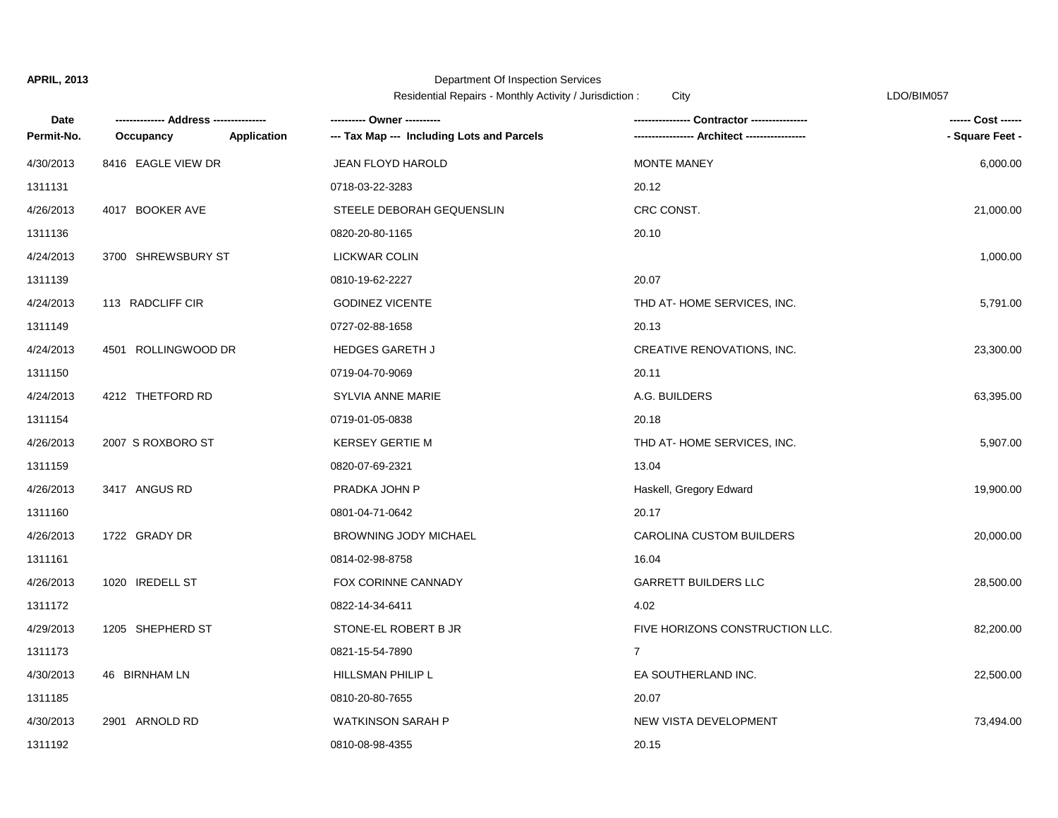APRIL, 2013

Department Of Inspection Services

Residential Repairs - Monthly Activity / Jurisdiction : City

LDO/BIM057

| Date<br>Permit-No. | ------------- Address --------------<br>Occupancy Application | ---------- Owner ----------<br>--- Tax Map --- Including Lots and Parcels | --------------- Contractor ---------------<br>---------------- Architect ---------------- | ------ Cost ------<br>- Square Feet - |
|---|---|---|---|---|
| 4/30/2013 | 8416 EAGLE VIEW DR | JEAN FLOYD HAROLD | MONTE MANEY | 6,000.00 |
| 1311131 | | 0718-03-22-3283 | 20.12 | |
| 4/26/2013 | 4017 BOOKER AVE | STEELE DEBORAH GEQUENSLIN | CRC CONST. | 21,000.00 |
| 1311136 | | 0820-20-80-1165 | 20.10 | |
| 4/24/2013 | 3700 SHREWSBURY ST | LICKWAR COLIN | | 1,000.00 |
| 1311139 | | 0810-19-62-2227 | 20.07 | |
| 4/24/2013 | 113 RADCLIFF CIR | GODINEZ VICENTE | THD AT- HOME SERVICES, INC. | 5,791.00 |
| 1311149 | | 0727-02-88-1658 | 20.13 | |
| 4/24/2013 | 4501 ROLLINGWOOD DR | HEDGES GARETH J | CREATIVE RENOVATIONS, INC. | 23,300.00 |
| 1311150 | | 0719-04-70-9069 | 20.11 | |
| 4/24/2013 | 4212 THETFORD RD | SYLVIA ANNE MARIE | A.G. BUILDERS | 63,395.00 |
| 1311154 | | 0719-01-05-0838 | 20.18 | |
| 4/26/2013 | 2007 S ROXBORO ST | KERSEY GERTIE M | THD AT- HOME SERVICES, INC. | 5,907.00 |
| 1311159 | | 0820-07-69-2321 | 13.04 | |
| 4/26/2013 | 3417 ANGUS RD | PRADKA JOHN P | Haskell, Gregory Edward | 19,900.00 |
| 1311160 | | 0801-04-71-0642 | 20.17 | |
| 4/26/2013 | 1722 GRADY DR | BROWNING JODY MICHAEL | CAROLINA CUSTOM BUILDERS | 20,000.00 |
| 1311161 | | 0814-02-98-8758 | 16.04 | |
| 4/26/2013 | 1020 IREDELL ST | FOX CORINNE CANNADY | GARRETT BUILDERS LLC | 28,500.00 |
| 1311172 | | 0822-14-34-6411 | 4.02 | |
| 4/29/2013 | 1205 SHEPHERD ST | STONE-EL ROBERT B JR | FIVE HORIZONS CONSTRUCTION LLC. | 82,200.00 |
| 1311173 | | 0821-15-54-7890 | 7 | |
| 4/30/2013 | 46 BIRNHAM LN | HILLSMAN PHILIP L | EA SOUTHERLAND INC. | 22,500.00 |
| 1311185 | | 0810-20-80-7655 | 20.07 | |
| 4/30/2013 | 2901 ARNOLD RD | WATKINSON SARAH P | NEW VISTA DEVELOPMENT | 73,494.00 |
| 1311192 | | 0810-08-98-4355 | 20.15 | |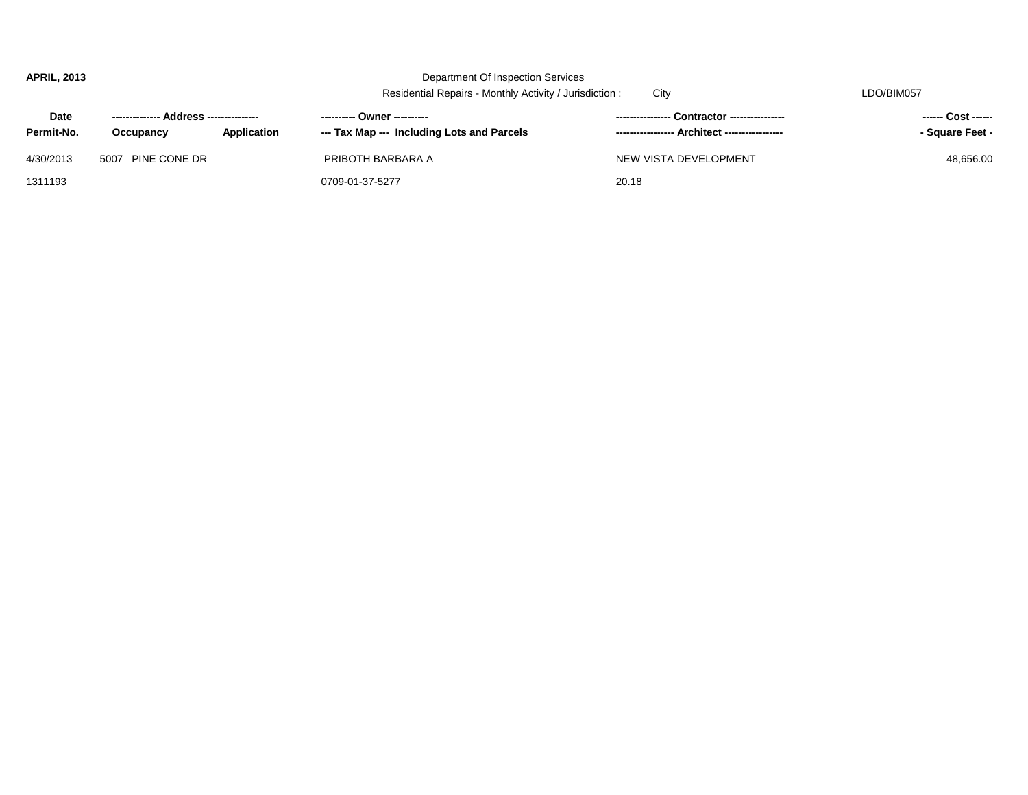**APRIL, 2013**

Department Of Inspection Services

Residential Repairs - Monthly Activity / Jurisdiction : City

LDO/BIM057

| Date<br>Permit-No. | -------------- Address ---------------<br>Occupancy | Application | ---------- Owner ----------<br>--- Tax Map --- Including Lots and Parcels | ---------------- Contractor ----------------<br>----------------- Architect ----------------- | ------ Cost ------<br>- Square Feet - |
|---|---|---|---|---|---|
| 4/30/2013<br>1311193 | 5007 PINE CONE DR | | PRIBOTH BARBARA A<br>0709-01-37-5277 | NEW VISTA DEVELOPMENT<br>20.18 | 48,656.00 |